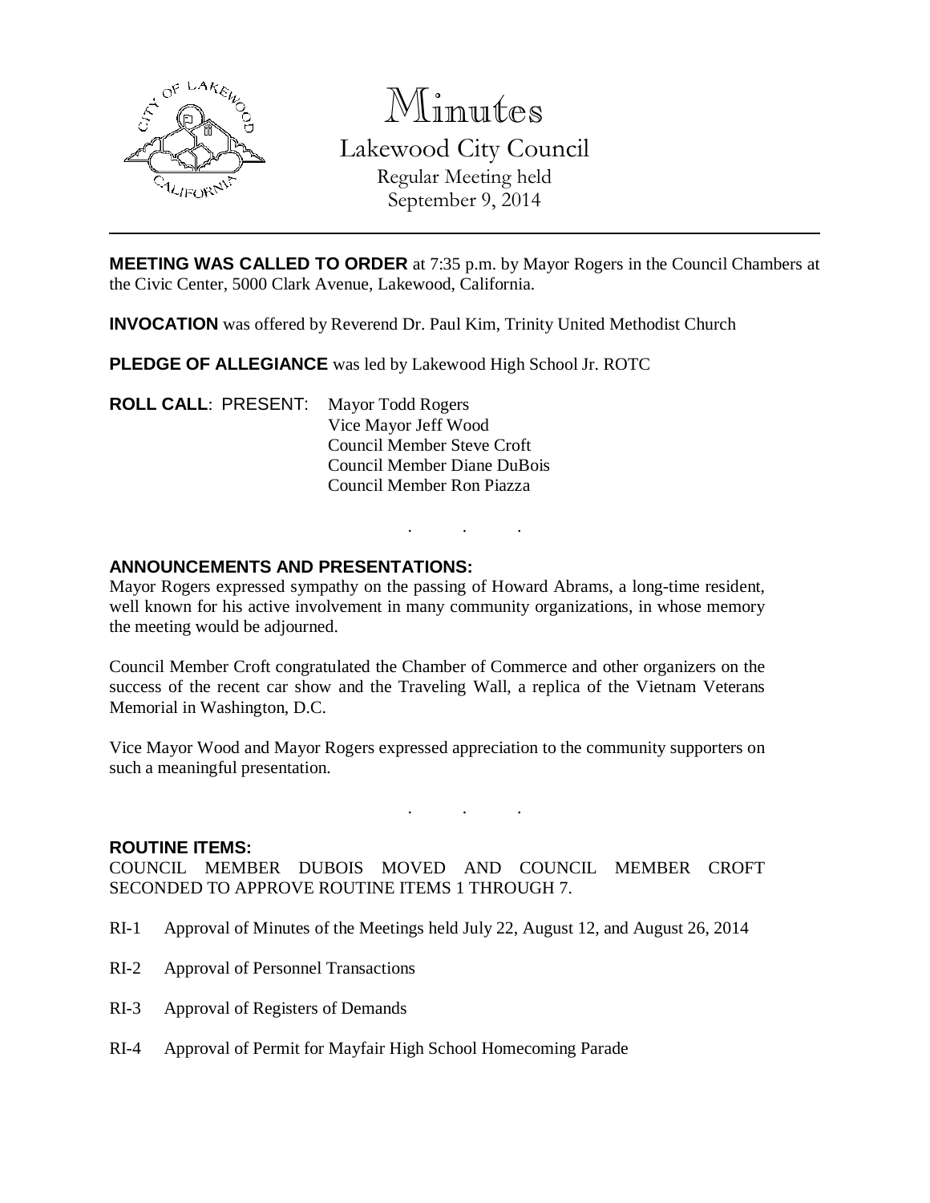# Minutes

## Lakewood City Council

Regular Meeting held
September 9, 2014

---

**MEETING WAS CALLED TO ORDER** at 7:35 p.m. by Mayor Rogers in the Council Chambers at the Civic Center, 5000 Clark Avenue, Lakewood, California.

**INVOCATION** was offered by Reverend Dr. Paul Kim, Trinity United Methodist Church

**PLEDGE OF ALLEGIANCE** was led by Lakewood High School Jr. ROTC

**ROLL CALL**: PRESENT:
- Mayor Todd Rogers
- Vice Mayor Jeff Wood
- Council Member Steve Croft
- Council Member Diane DuBois
- Council Member Ron Piazza

. . .

**ANNOUNCEMENTS AND PRESENTATIONS:**

Mayor Rogers expressed sympathy on the passing of Howard Abrams, a long-time resident, well known for his active involvement in many community organizations, in whose memory the meeting would be adjourned.

Council Member Croft congratulated the Chamber of Commerce and other organizers on the success of the recent car show and the Traveling Wall, a replica of the Vietnam Veterans Memorial in Washington, D.C.

Vice Mayor Wood and Mayor Rogers expressed appreciation to the community supporters on such a meaningful presentation.

. . .

**ROUTINE ITEMS:**

COUNCIL MEMBER DUBOIS MOVED AND COUNCIL MEMBER CROFT SECONDED TO APPROVE ROUTINE ITEMS 1 THROUGH 7.

RI-1 Approval of Minutes of the Meetings held July 22, August 12, and August 26, 2014

RI-2 Approval of Personnel Transactions

RI-3 Approval of Registers of Demands

RI-4 Approval of Permit for Mayfair High School Homecoming Parade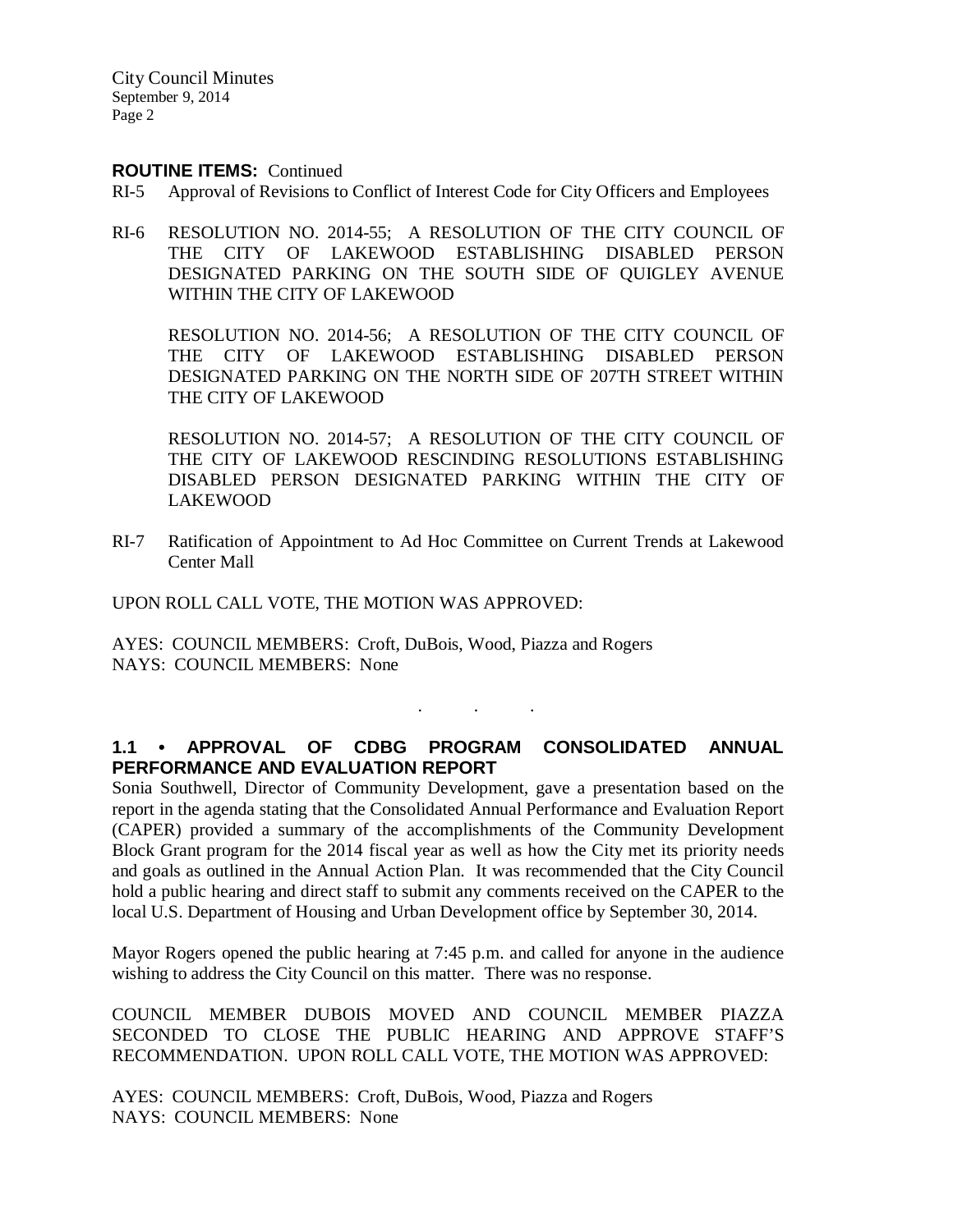**ROUTINE ITEMS:** Continued

RI-5 Approval of Revisions to Conflict of Interest Code for City Officers and Employees

RI-6 RESOLUTION NO. 2014-55; A RESOLUTION OF THE CITY COUNCIL OF THE CITY OF LAKEWOOD ESTABLISHING DISABLED PERSON DESIGNATED PARKING ON THE SOUTH SIDE OF QUIGLEY AVENUE WITHIN THE CITY OF LAKEWOOD

RESOLUTION NO. 2014-56; A RESOLUTION OF THE CITY COUNCIL OF THE CITY OF LAKEWOOD ESTABLISHING DISABLED PERSON DESIGNATED PARKING ON THE NORTH SIDE OF 207TH STREET WITHIN THE CITY OF LAKEWOOD

RESOLUTION NO. 2014-57; A RESOLUTION OF THE CITY COUNCIL OF THE CITY OF LAKEWOOD RESCINDING RESOLUTIONS ESTABLISHING DISABLED PERSON DESIGNATED PARKING WITHIN THE CITY OF LAKEWOOD

RI-7 Ratification of Appointment to Ad Hoc Committee on Current Trends at Lakewood Center Mall

UPON ROLL CALL VOTE, THE MOTION WAS APPROVED:

AYES: COUNCIL MEMBERS: Croft, DuBois, Wood, Piazza and Rogers
NAYS: COUNCIL MEMBERS: None

. . .

**1.1 • APPROVAL OF CDBG PROGRAM CONSOLIDATED ANNUAL PERFORMANCE AND EVALUATION REPORT**

Sonia Southwell, Director of Community Development, gave a presentation based on the report in the agenda stating that the Consolidated Annual Performance and Evaluation Report (CAPER) provided a summary of the accomplishments of the Community Development Block Grant program for the 2014 fiscal year as well as how the City met its priority needs and goals as outlined in the Annual Action Plan. It was recommended that the City Council hold a public hearing and direct staff to submit any comments received on the CAPER to the local U.S. Department of Housing and Urban Development office by September 30, 2014.

Mayor Rogers opened the public hearing at 7:45 p.m. and called for anyone in the audience wishing to address the City Council on this matter. There was no response.

COUNCIL MEMBER DUBOIS MOVED AND COUNCIL MEMBER PIAZZA SECONDED TO CLOSE THE PUBLIC HEARING AND APPROVE STAFF'S RECOMMENDATION. UPON ROLL CALL VOTE, THE MOTION WAS APPROVED:

AYES: COUNCIL MEMBERS: Croft, DuBois, Wood, Piazza and Rogers
NAYS: COUNCIL MEMBERS: None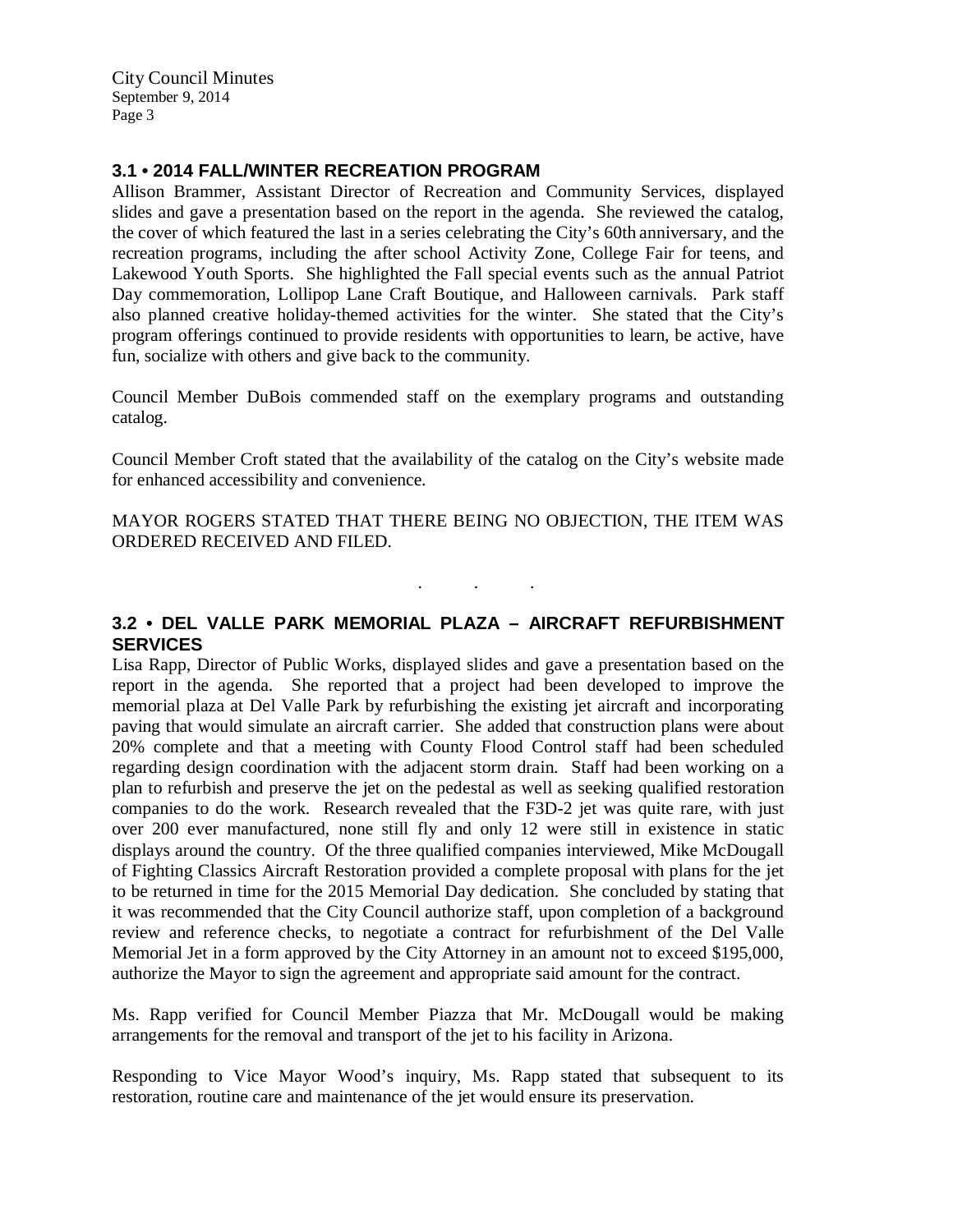### 3.1 • 2014 FALL/WINTER RECREATION PROGRAM

Allison Brammer, Assistant Director of Recreation and Community Services, displayed slides and gave a presentation based on the report in the agenda. She reviewed the catalog, the cover of which featured the last in a series celebrating the City's 60th anniversary, and the recreation programs, including the after school Activity Zone, College Fair for teens, and Lakewood Youth Sports. She highlighted the Fall special events such as the annual Patriot Day commemoration, Lollipop Lane Craft Boutique, and Halloween carnivals. Park staff also planned creative holiday-themed activities for the winter. She stated that the City's program offerings continued to provide residents with opportunities to learn, be active, have fun, socialize with others and give back to the community.

Council Member DuBois commended staff on the exemplary programs and outstanding catalog.

Council Member Croft stated that the availability of the catalog on the City's website made for enhanced accessibility and convenience.

MAYOR ROGERS STATED THAT THERE BEING NO OBJECTION, THE ITEM WAS ORDERED RECEIVED AND FILED.

. . .

### 3.2 • DEL VALLE PARK MEMORIAL PLAZA – AIRCRAFT REFURBISHMENT SERVICES

Lisa Rapp, Director of Public Works, displayed slides and gave a presentation based on the report in the agenda. She reported that a project had been developed to improve the memorial plaza at Del Valle Park by refurbishing the existing jet aircraft and incorporating paving that would simulate an aircraft carrier. She added that construction plans were about 20% complete and that a meeting with County Flood Control staff had been scheduled regarding design coordination with the adjacent storm drain. Staff had been working on a plan to refurbish and preserve the jet on the pedestal as well as seeking qualified restoration companies to do the work. Research revealed that the F3D-2 jet was quite rare, with just over 200 ever manufactured, none still fly and only 12 were still in existence in static displays around the country. Of the three qualified companies interviewed, Mike McDougall of Fighting Classics Aircraft Restoration provided a complete proposal with plans for the jet to be returned in time for the 2015 Memorial Day dedication. She concluded by stating that it was recommended that the City Council authorize staff, upon completion of a background review and reference checks, to negotiate a contract for refurbishment of the Del Valle Memorial Jet in a form approved by the City Attorney in an amount not to exceed $195,000, authorize the Mayor to sign the agreement and appropriate said amount for the contract.

Ms. Rapp verified for Council Member Piazza that Mr. McDougall would be making arrangements for the removal and transport of the jet to his facility in Arizona.

Responding to Vice Mayor Wood's inquiry, Ms. Rapp stated that subsequent to its restoration, routine care and maintenance of the jet would ensure its preservation.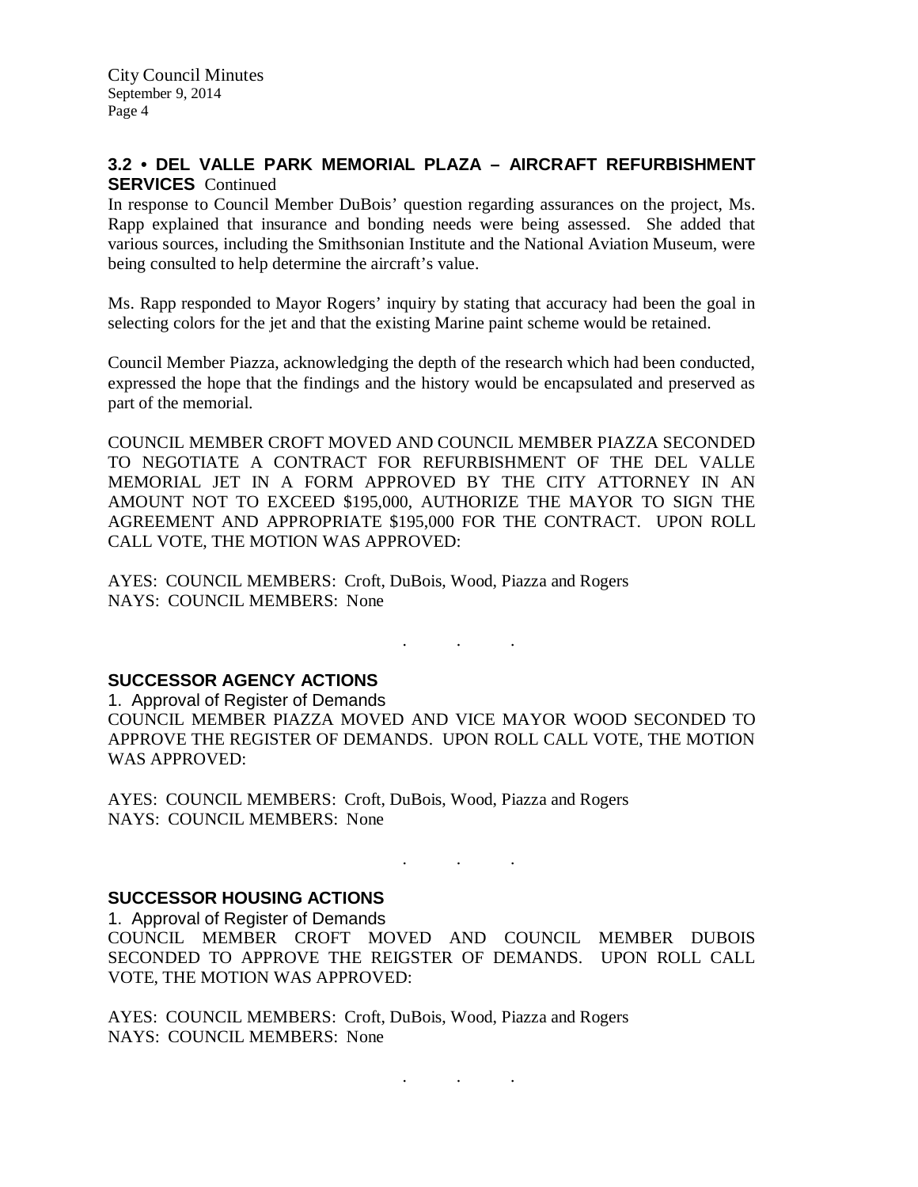### 3.2 • DEL VALLE PARK MEMORIAL PLAZA – AIRCRAFT REFURBISHMENT SERVICES Continued

In response to Council Member DuBois' question regarding assurances on the project, Ms. Rapp explained that insurance and bonding needs were being assessed. She added that various sources, including the Smithsonian Institute and the National Aviation Museum, were being consulted to help determine the aircraft's value.

Ms. Rapp responded to Mayor Rogers' inquiry by stating that accuracy had been the goal in selecting colors for the jet and that the existing Marine paint scheme would be retained.

Council Member Piazza, acknowledging the depth of the research which had been conducted, expressed the hope that the findings and the history would be encapsulated and preserved as part of the memorial.

COUNCIL MEMBER CROFT MOVED AND COUNCIL MEMBER PIAZZA SECONDED TO NEGOTIATE A CONTRACT FOR REFURBISHMENT OF THE DEL VALLE MEMORIAL JET IN A FORM APPROVED BY THE CITY ATTORNEY IN AN AMOUNT NOT TO EXCEED $195,000, AUTHORIZE THE MAYOR TO SIGN THE AGREEMENT AND APPROPRIATE $195,000 FOR THE CONTRACT. UPON ROLL CALL VOTE, THE MOTION WAS APPROVED:

AYES: COUNCIL MEMBERS: Croft, DuBois, Wood, Piazza and Rogers
NAYS: COUNCIL MEMBERS: None

. . .

## SUCCESSOR AGENCY ACTIONS

1. Approval of Register of Demands

COUNCIL MEMBER PIAZZA MOVED AND VICE MAYOR WOOD SECONDED TO APPROVE THE REGISTER OF DEMANDS. UPON ROLL CALL VOTE, THE MOTION WAS APPROVED:

AYES: COUNCIL MEMBERS: Croft, DuBois, Wood, Piazza and Rogers
NAYS: COUNCIL MEMBERS: None

. . .

## SUCCESSOR HOUSING ACTIONS

1. Approval of Register of Demands

COUNCIL MEMBER CROFT MOVED AND COUNCIL MEMBER DUBOIS SECONDED TO APPROVE THE REIGSTER OF DEMANDS. UPON ROLL CALL VOTE, THE MOTION WAS APPROVED:

AYES: COUNCIL MEMBERS: Croft, DuBois, Wood, Piazza and Rogers
NAYS: COUNCIL MEMBERS: None

. . .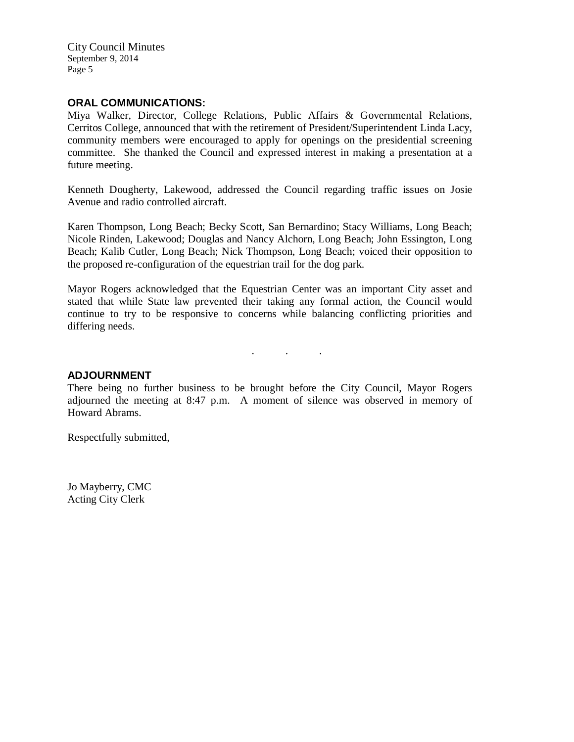## ORAL COMMUNICATIONS:

Miya Walker, Director, College Relations, Public Affairs & Governmental Relations, Cerritos College, announced that with the retirement of President/Superintendent Linda Lacy, community members were encouraged to apply for openings on the presidential screening committee. She thanked the Council and expressed interest in making a presentation at a future meeting.

Kenneth Dougherty, Lakewood, addressed the Council regarding traffic issues on Josie Avenue and radio controlled aircraft.

Karen Thompson, Long Beach; Becky Scott, San Bernardino; Stacy Williams, Long Beach; Nicole Rinden, Lakewood; Douglas and Nancy Alchorn, Long Beach; John Essington, Long Beach; Kalib Cutler, Long Beach; Nick Thompson, Long Beach; voiced their opposition to the proposed re-configuration of the equestrian trail for the dog park.

Mayor Rogers acknowledged that the Equestrian Center was an important City asset and stated that while State law prevented their taking any formal action, the Council would continue to try to be responsive to concerns while balancing conflicting priorities and differing needs.

. . .

## ADJOURNMENT

There being no further business to be brought before the City Council, Mayor Rogers adjourned the meeting at 8:47 p.m. A moment of silence was observed in memory of Howard Abrams.

Respectfully submitted,

Jo Mayberry, CMC
Acting City Clerk